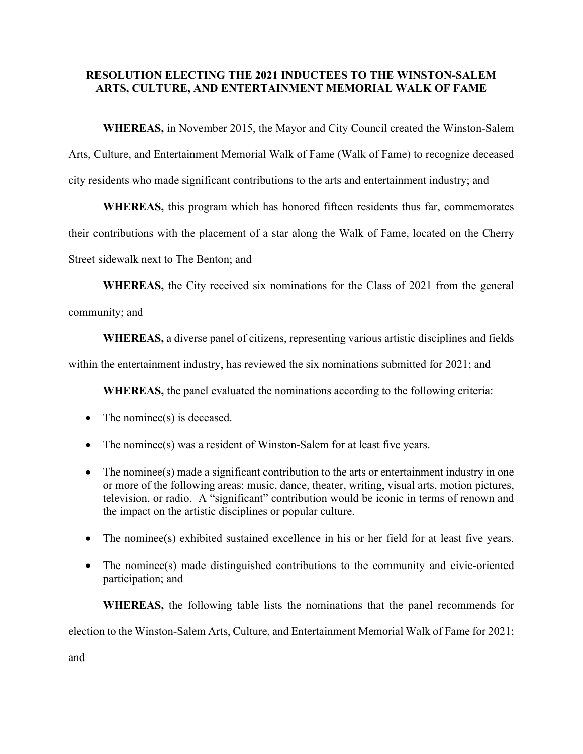# RESOLUTION ELECTING THE 2021 INDUCTEES TO THE WINSTON-SALEM ARTS, CULTURE, AND ENTERTAINMENT MEMORIAL WALK OF FAME

**WHEREAS,** in November 2015, the Mayor and City Council created the Winston-Salem Arts, Culture, and Entertainment Memorial Walk of Fame (Walk of Fame) to recognize deceased city residents who made significant contributions to the arts and entertainment industry; and

**WHEREAS,** this program which has honored fifteen residents thus far, commemorates their contributions with the placement of a star along the Walk of Fame, located on the Cherry Street sidewalk next to The Benton; and

**WHEREAS,** the City received six nominations for the Class of 2021 from the general community; and

**WHEREAS,** a diverse panel of citizens, representing various artistic disciplines and fields within the entertainment industry, has reviewed the six nominations submitted for 2021; and

**WHEREAS,** the panel evaluated the nominations according to the following criteria:

- The nominee(s) is deceased.
- The nominee(s) was a resident of Winston-Salem for at least five years.
- The nominee(s) made a significant contribution to the arts or entertainment industry in one or more of the following areas: music, dance, theater, writing, visual arts, motion pictures, television, or radio. A "significant" contribution would be iconic in terms of renown and the impact on the artistic disciplines or popular culture.
- The nominee(s) exhibited sustained excellence in his or her field for at least five years.
- The nominee(s) made distinguished contributions to the community and civic-oriented participation; and

**WHEREAS,** the following table lists the nominations that the panel recommends for election to the Winston-Salem Arts, Culture, and Entertainment Memorial Walk of Fame for 2021; and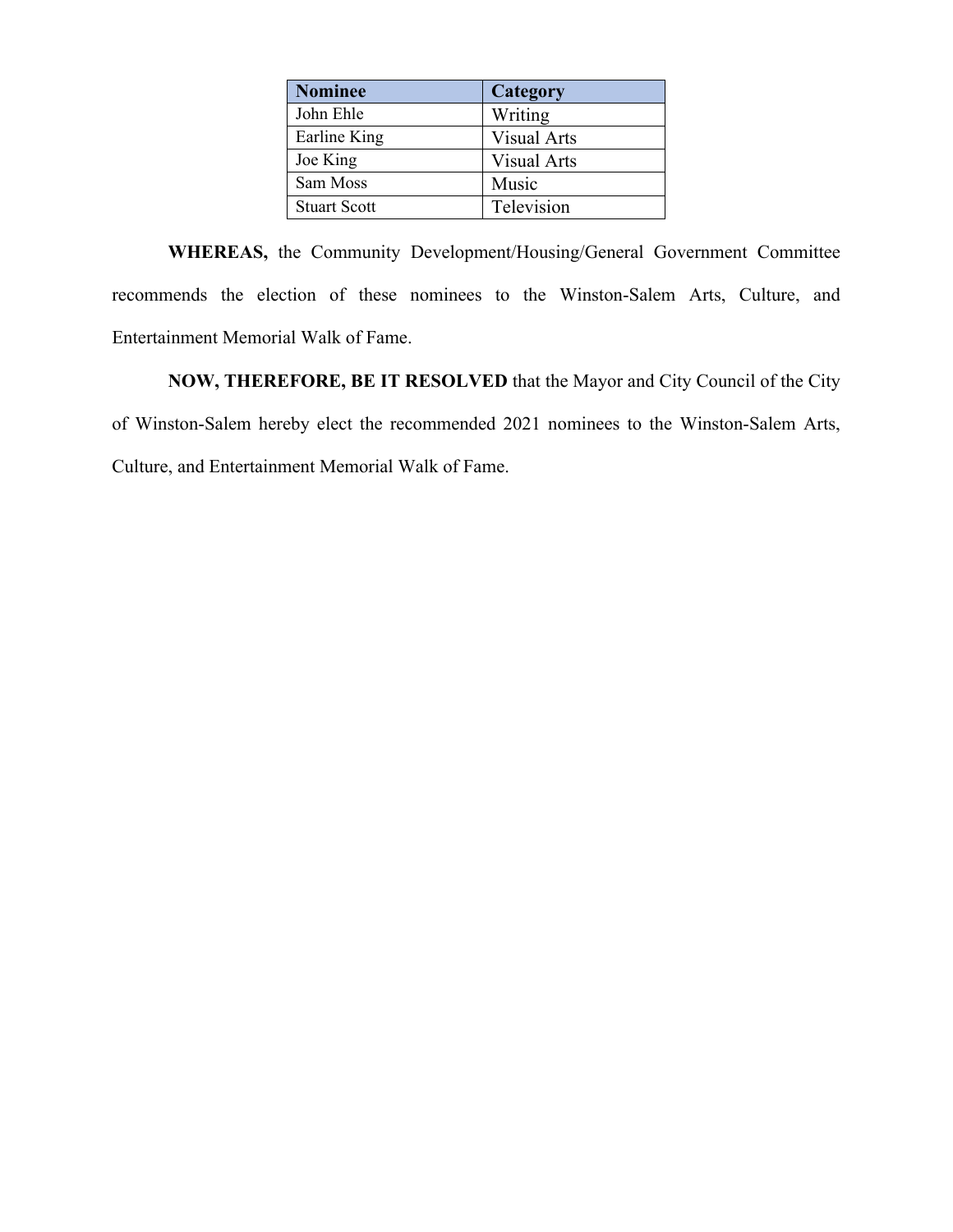| Nominee | Category |
|---|---|
| John Ehle | Writing |
| Earline King | Visual Arts |
| Joe King | Visual Arts |
| Sam Moss | Music |
| Stuart Scott | Television |

**WHEREAS,** the Community Development/Housing/General Government Committee recommends the election of these nominees to the Winston-Salem Arts, Culture, and Entertainment Memorial Walk of Fame.

**NOW, THEREFORE, BE IT RESOLVED** that the Mayor and City Council of the City of Winston-Salem hereby elect the recommended 2021 nominees to the Winston-Salem Arts, Culture, and Entertainment Memorial Walk of Fame.